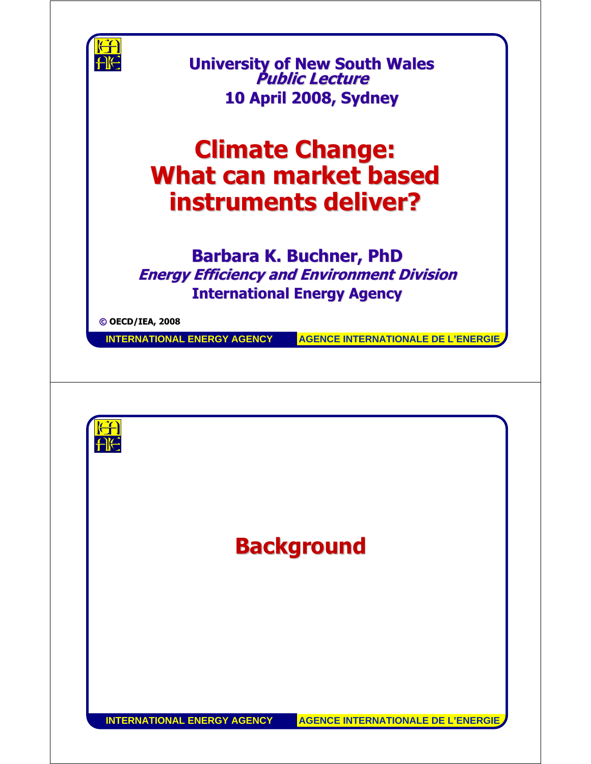**University of New South Wales**
***Public Lecture***
**10 April 2008, Sydney**

# Climate Change: What can market based instruments deliver?

**Barbara K. Buchner, PhD**
***Energy Efficiency and Environment Division***
**International Energy Agency**

**© OECD/IEA, 2008**

# Background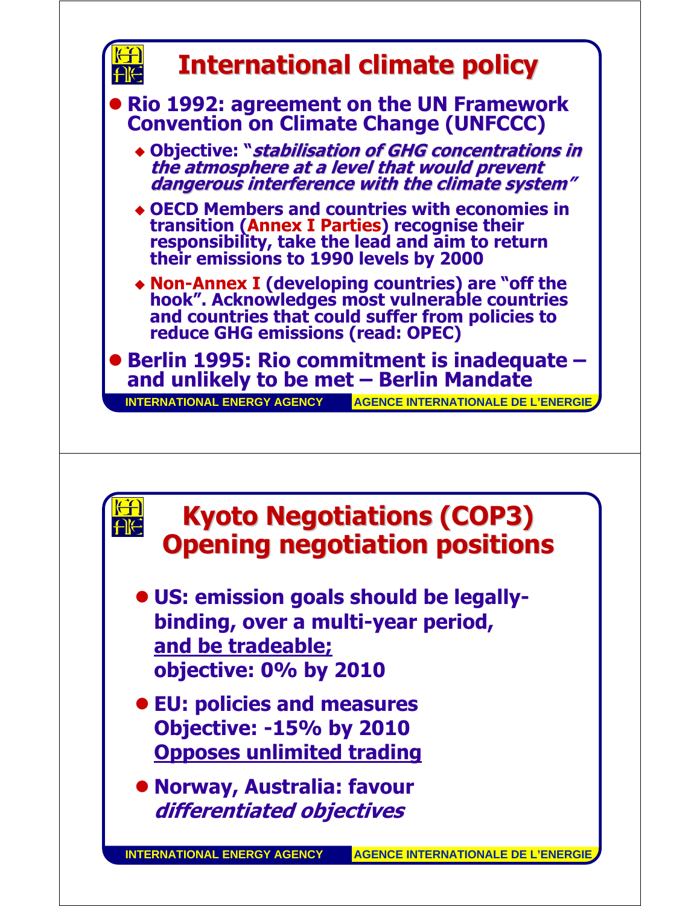# International climate policy

- **Rio 1992: agreement on the UN Framework Convention on Climate Change (UNFCCC)**
  - **Objective: "*stabilisation of GHG concentrations in the atmosphere at a level that would prevent dangerous interference with the climate system*"**
  - **OECD Members and countries with economies in transition (Annex I Parties) recognise their responsibility, take the lead and aim to return their emissions to 1990 levels by 2000**
  - **Non-Annex I (developing countries) are "off the hook". Acknowledges most vulnerable countries and countries that could suffer from policies to reduce GHG emissions (read: OPEC)**
- **Berlin 1995: Rio commitment is inadequate – and unlikely to be met – Berlin Mandate**

# Kyoto Negotiations (COP3) Opening negotiation positions

- **US: emission goals should be legally-binding, over a multi-year period, <u>and be tradeable;</u> objective: 0% by 2010**
- **EU: policies and measures Objective: -15% by 2010 <u>Opposes unlimited trading</u>**
- **Norway, Australia: favour *differentiated objectives***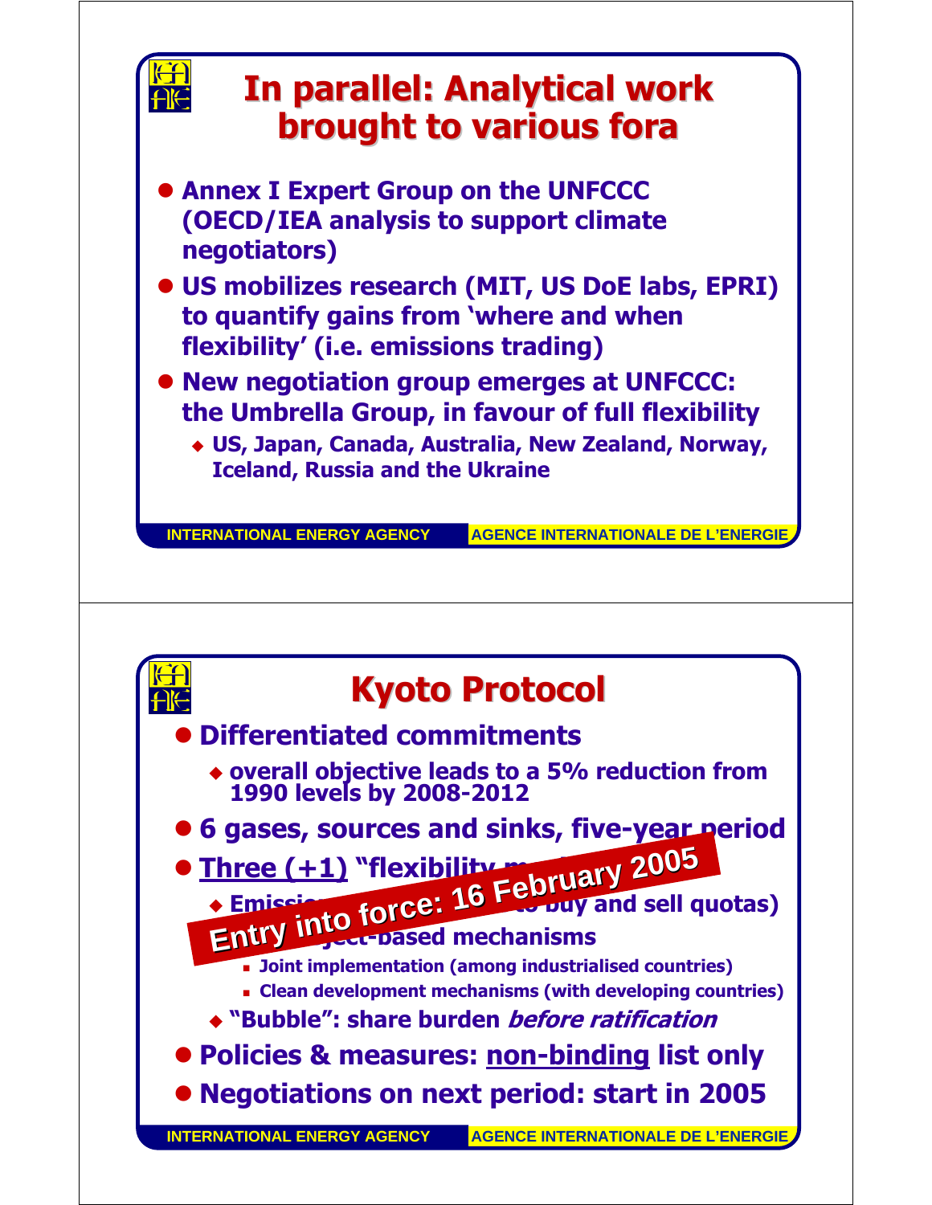## In parallel: Analytical work brought to various fora

- Annex I Expert Group on the UNFCCC (OECD/IEA analysis to support climate negotiators)
- US mobilizes research (MIT, US DoE labs, EPRI) to quantify gains from 'where and when flexibility' (i.e. emissions trading)
- New negotiation group emerges at UNFCCC: the Umbrella Group, in favour of full flexibility
  - US, Japan, Canada, Australia, New Zealand, Norway, Iceland, Russia and the Ukraine

## Kyoto Protocol

- Differentiated commitments
  - overall objective leads to a 5% reduction from 1990 levels by 2008-2012
- 6 gases, sources and sinks, five-year period
- <u>Three (+1)</u> "flexibility m[echanisms]"
  - Emissi[ons trading] (to buy and sell quotas)
  - [Pro]ject-based mechanisms
    - Joint implementation (among industrialised countries)
    - Clean development mechanisms (with developing countries)
  - "Bubble": share burden *before ratification*
- Policies & measures: <u>non-binding</u> list only
- Negotiations on next period: start in 2005

**Entry into force: 16 February 2005**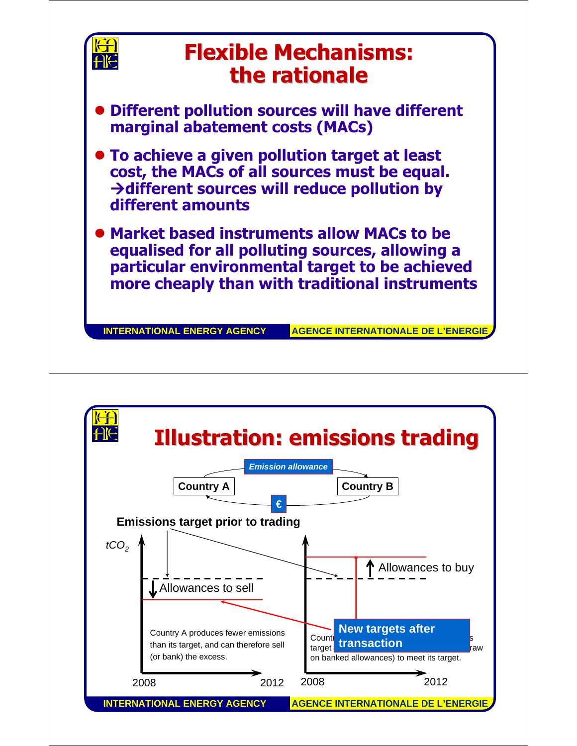# Flexible Mechanisms: the rationale

- **Different pollution sources will have different marginal abatement costs (MACs)**
- **To achieve a given pollution target at least cost, the MACs of all sources must be equal. →different sources will reduce pollution by different amounts**
- **Market based instruments allow MACs to be equalised for all polluting sources, allowing a particular environmental target to be achieved more cheaply than with traditional instruments**

# Illustration: emissions trading

Country A → *Emission allowance* → Country B

Country B → € → Country A

**Emissions target prior to trading**

$tCO_2$

↓ Allowances to sell

↑ Allowances to buy

Country A produces fewer emissions than its target, and can therefore sell (or bank) the excess.

Count... target ... s ... raw on banked allowances) to meet its target.

**New targets after transaction**

2008 — 2012

2008 — 2012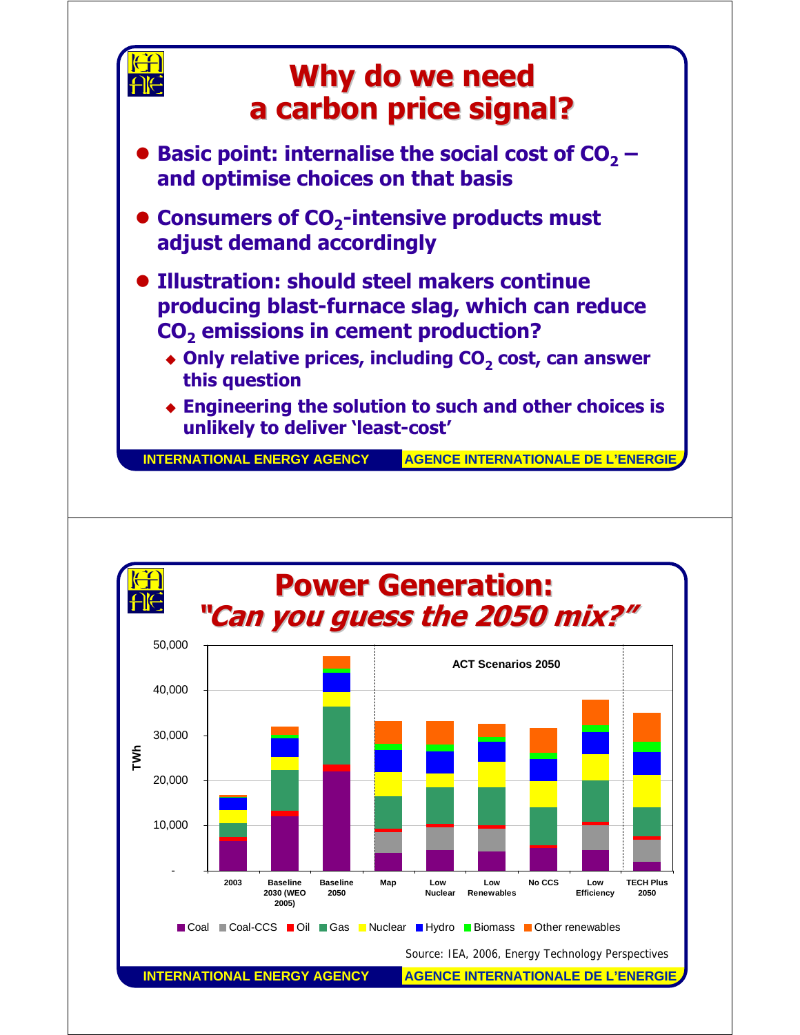# Why do we need a carbon price signal?

- **Basic point: internalise the social cost of $CO_2$ – and optimise choices on that basis**
- **Consumers of $CO_2$-intensive products must adjust demand accordingly**
- **Illustration: should steel makers continue producing blast-furnace slag, which can reduce $CO_2$ emissions in cement production?**
  - **Only relative prices, including $CO_2$ cost, can answer this question**
  - **Engineering the solution to such and other choices is unlikely to deliver 'least-cost'**

# Power Generation: *"Can you guess the 2050 mix?"*

ACT Scenarios 2050

TWh: 50,000; 40,000; 30,000; 20,000; 10,000; -

2003 | Baseline 2030 (WEO 2005) | Baseline 2050 | Map | Low Nuclear | Low Renewables | No CCS | Low Efficiency | TECH Plus 2050

Coal | Coal-CCS | Oil | Gas | Nuclear | Hydro | Biomass | Other renewables

Source: IEA, 2006, Energy Technology Perspectives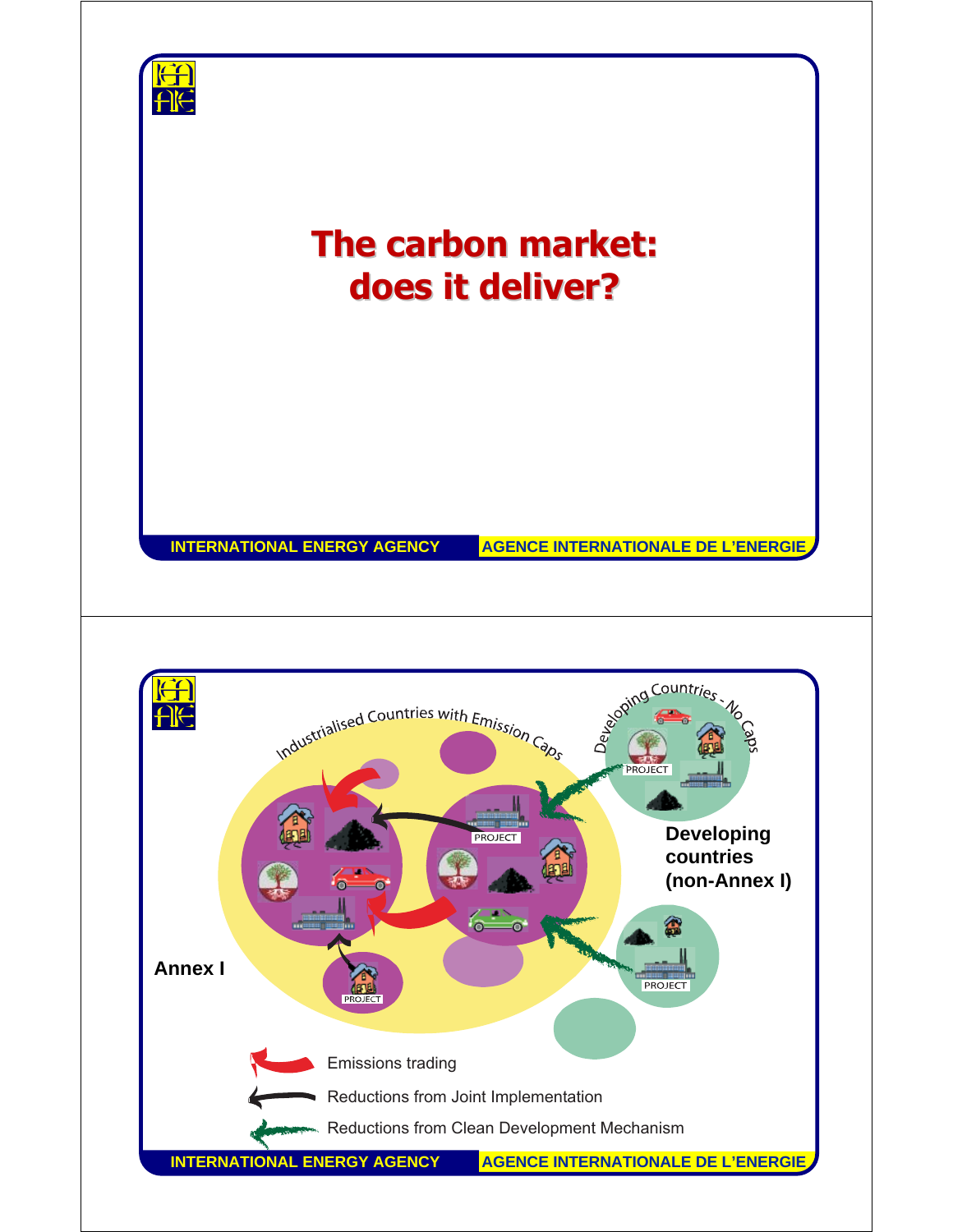# The carbon market: does it deliver?

Industrialised Countries with Emission Caps

Developing Countries - No Caps

PROJECT

PROJECT

PROJECT

PROJECT

Developing countries (non-Annex I)

Annex I

- Emissions trading
- Reductions from Joint Implementation
- Reductions from Clean Development Mechanism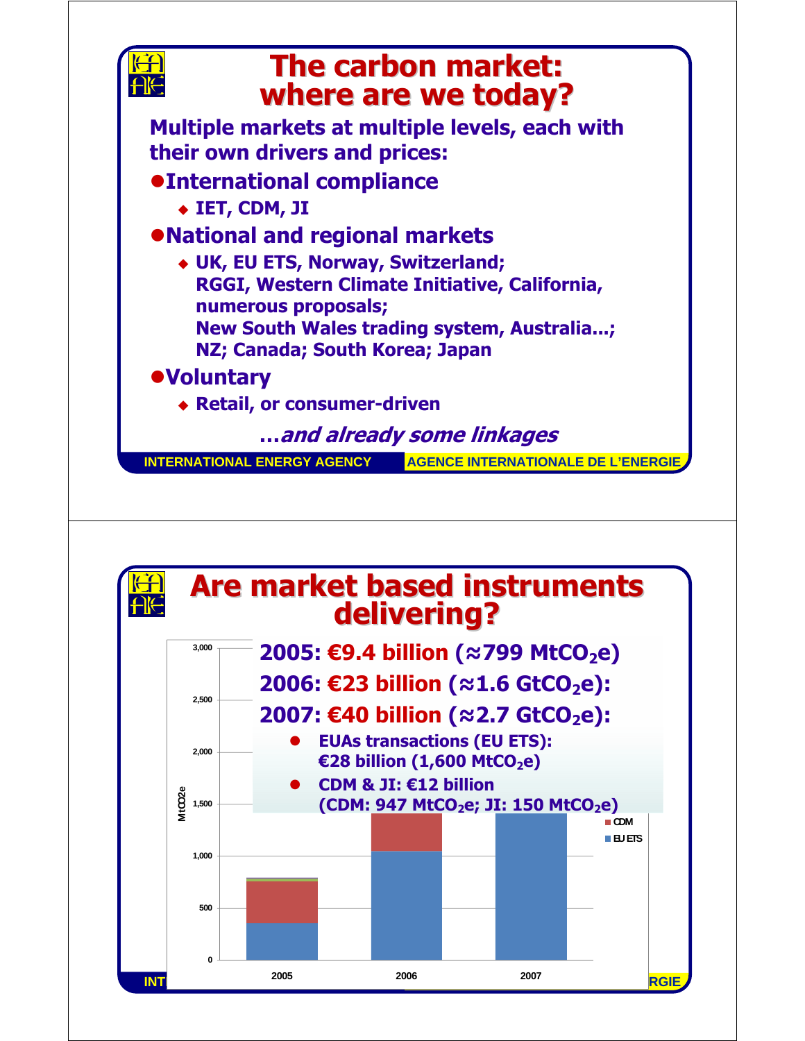# The carbon market: where are we today?

**Multiple markets at multiple levels, each with their own drivers and prices:**

- **International compliance**
  - **IET, CDM, JI**
- **National and regional markets**
  - **UK, EU ETS, Norway, Switzerland; RGGI, Western Climate Initiative, California, numerous proposals; New South Wales trading system, Australia...; NZ; Canada; South Korea; Japan**
- **Voluntary**
  - **Retail, or consumer-driven**

***...and already some linkages***

# Are market based instruments delivering?

**2005: €9.4 billion (≈799 $MtCO_2e$)**

**2006: €23 billion (≈1.6 $GtCO_2e$):**

**2007: €40 billion (≈2.7 $GtCO_2e$):**

- **EUAs transactions (EU ETS): €28 billion (1,600 $MtCO_2e$)**
- **CDM & JI: €12 billion (CDM: 947 $MtCO_2e$; JI: 150 $MtCO_2e$)**

Chart: $MtCO_2e$ (0–3,000) by year (2005, 2006, 2007); legend: CDM, EU ETS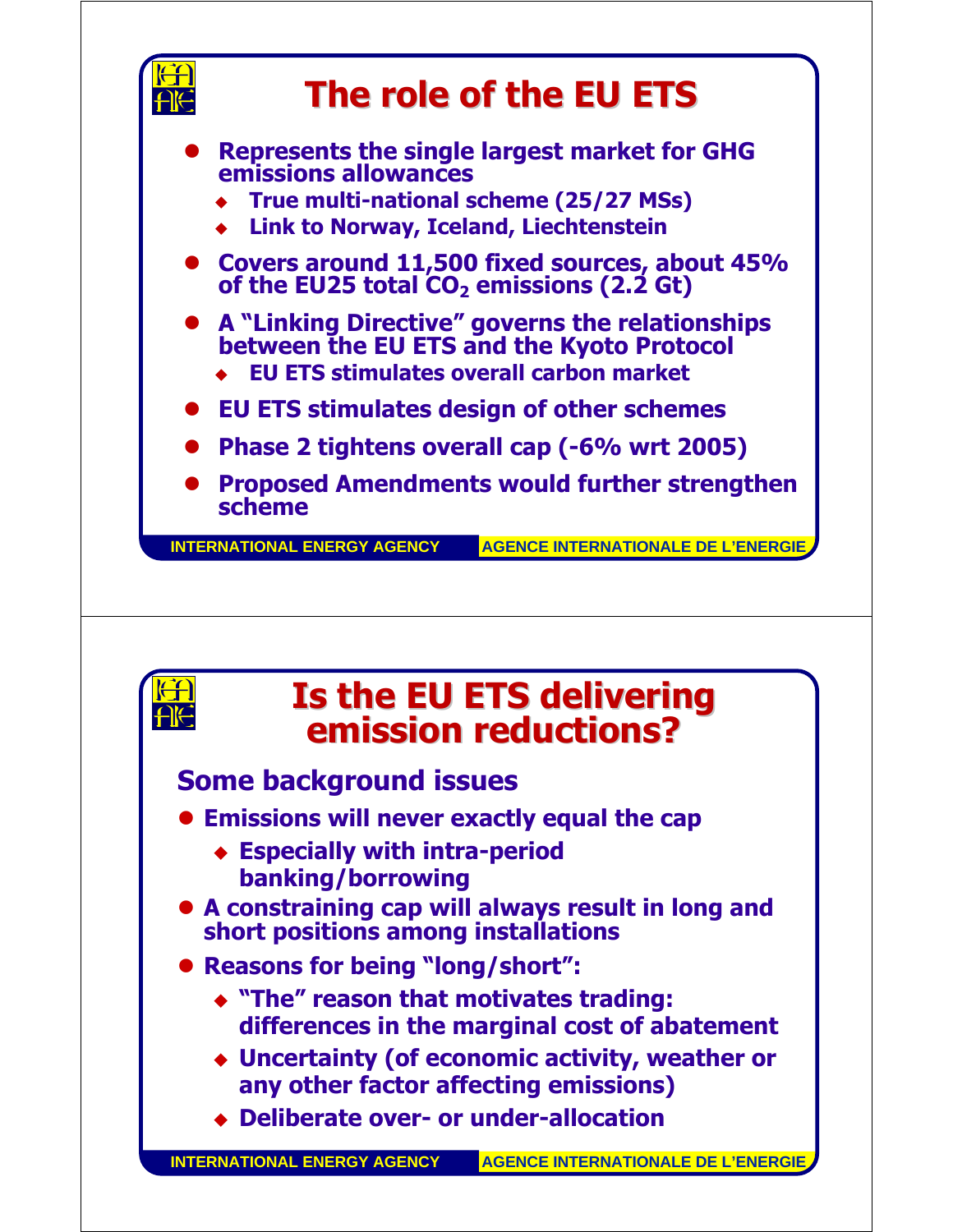# The role of the EU ETS

- Represents the single largest market for GHG emissions allowances
  - True multi-national scheme (25/27 MSs)
  - Link to Norway, Iceland, Liechtenstein
- Covers around 11,500 fixed sources, about 45% of the EU25 total $CO_2$ emissions (2.2 Gt)
- A "Linking Directive" governs the relationships between the EU ETS and the Kyoto Protocol
  - EU ETS stimulates overall carbon market
- EU ETS stimulates design of other schemes
- Phase 2 tightens overall cap (-6% wrt 2005)
- Proposed Amendments would further strengthen scheme

# Is the EU ETS delivering emission reductions?

## Some background issues

- Emissions will never exactly equal the cap
  - Especially with intra-period banking/borrowing
- A constraining cap will always result in long and short positions among installations
- Reasons for being "long/short":
  - "The" reason that motivates trading: differences in the marginal cost of abatement
  - Uncertainty (of economic activity, weather or any other factor affecting emissions)
  - Deliberate over- or under-allocation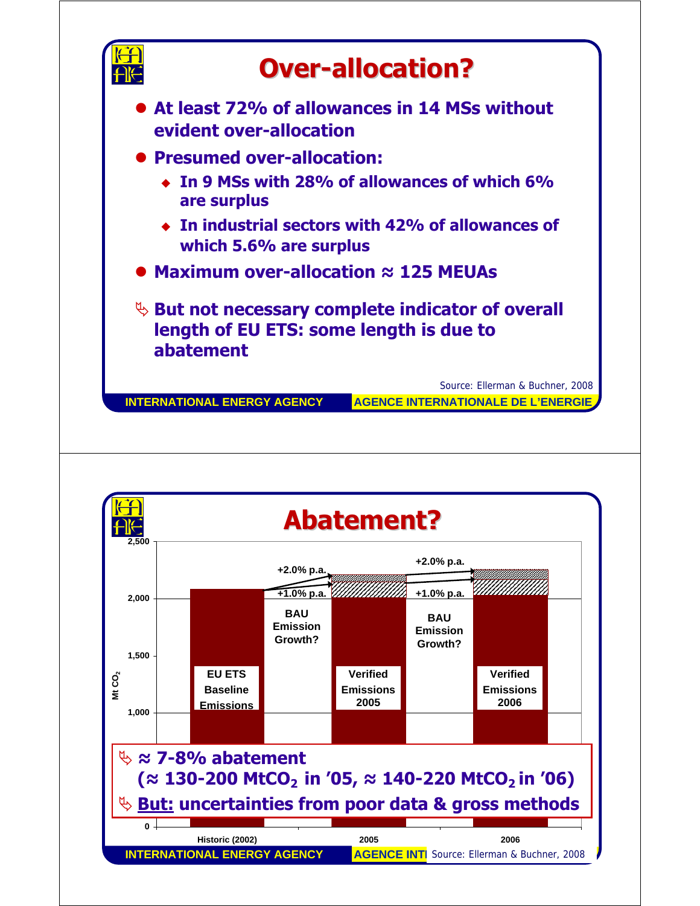## Over-allocation?

- **At least 72% of allowances in 14 MSs without evident over-allocation**
- **Presumed over-allocation:**
  - **In 9 MSs with 28% of allowances of which 6% are surplus**
  - **In industrial sectors with 42% of allowances of which 5.6% are surplus**
- **Maximum over-allocation ≈ 125 MEUAs**

↳ **But not necessary complete indicator of overall length of EU ETS: some length is due to abatement**

Source: Ellerman & Buchner, 2008

## Abatement?

Mt $CO_2$

| | Historic (2002) | 2005 | 2006 |
|---|---|---|---|
| Label | EU ETS Baseline Emissions | Verified Emissions 2005 | Verified Emissions 2006 |

BAU Emission Growth? (+1.0% p.a. / +2.0% p.a.)

↳ **≈ 7-8% abatement (≈ 130-200 $MtCO_2$ in '05, ≈ 140-220 $MtCO_2$ in '06)**

↳ **<u>But:</u> uncertainties from poor data & gross methods**

Source: Ellerman & Buchner, 2008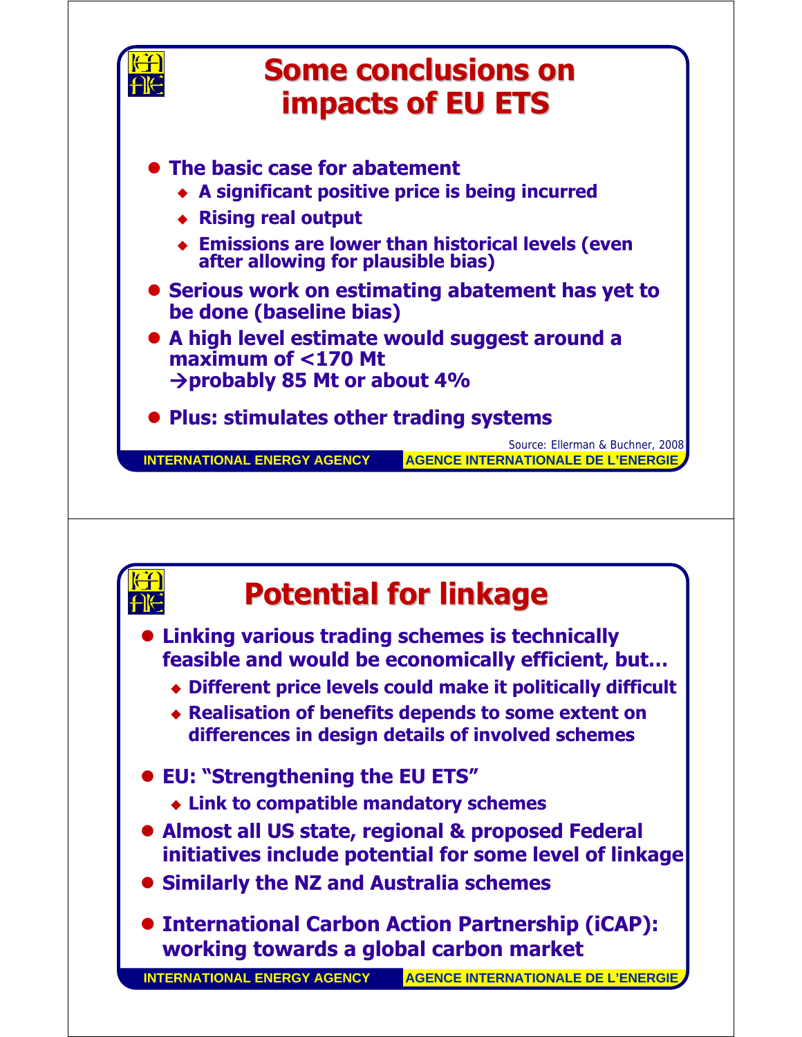# Some conclusions on impacts of EU ETS

- **The basic case for abatement**
  - **A significant positive price is being incurred**
  - **Rising real output**
  - **Emissions are lower than historical levels (even after allowing for plausible bias)**
- **Serious work on estimating abatement has yet to be done (baseline bias)**
- **A high level estimate would suggest around a maximum of <170 Mt**
  **→probably 85 Mt or about 4%**
- **Plus: stimulates other trading systems**

Source: Ellerman & Buchner, 2008

# Potential for linkage

- **Linking various trading schemes is technically feasible and would be economically efficient, but…**
  - **Different price levels could make it politically difficult**
  - **Realisation of benefits depends to some extent on differences in design details of involved schemes**
- **EU: "Strengthening the EU ETS"**
  - **Link to compatible mandatory schemes**
- **Almost all US state, regional & proposed Federal initiatives include potential for some level of linkage**
- **Similarly the NZ and Australia schemes**
- **International Carbon Action Partnership (iCAP): working towards a global carbon market**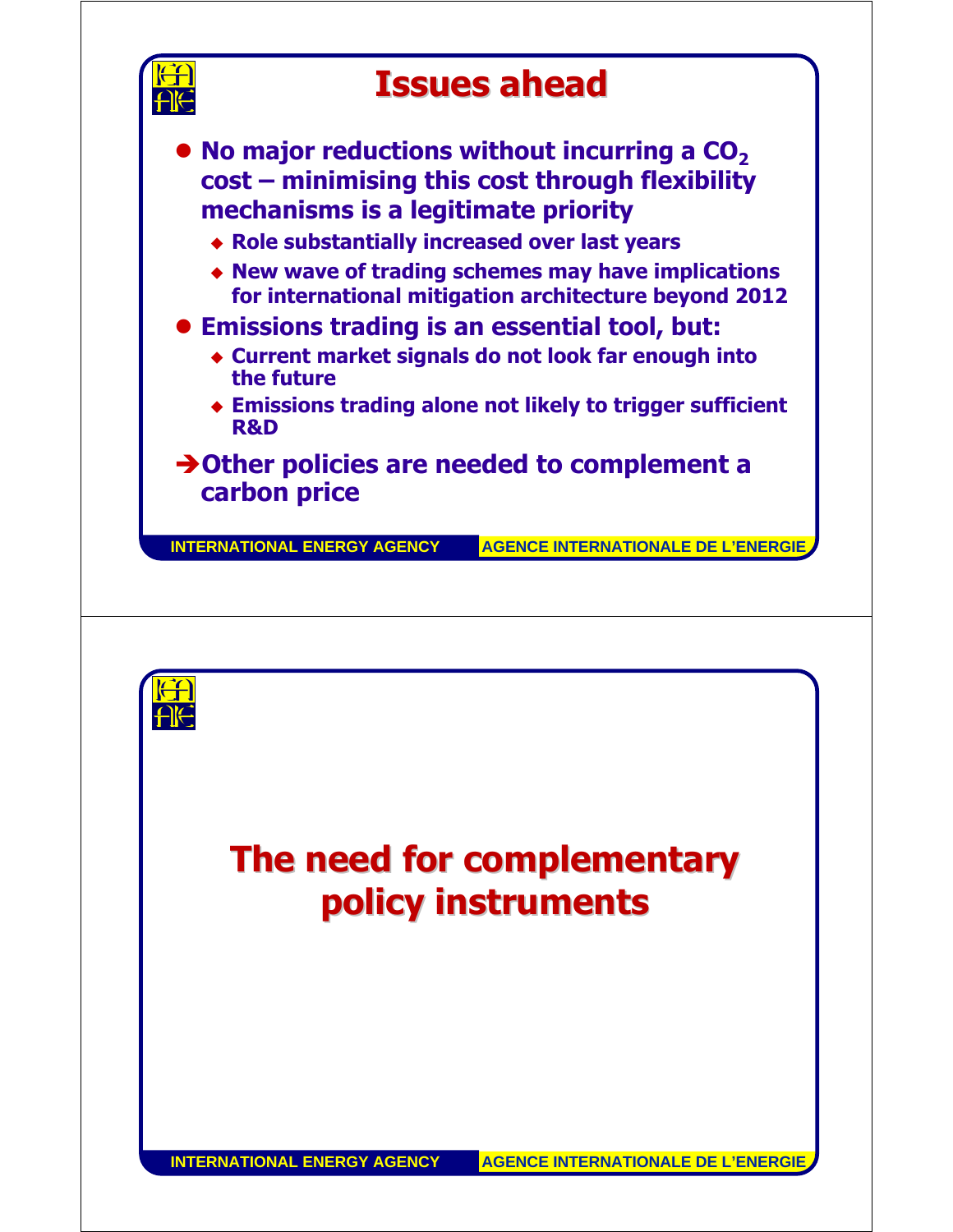## Issues ahead

- **No major reductions without incurring a $CO_2$ cost – minimising this cost through flexibility mechanisms is a legitimate priority**
  - **Role substantially increased over last years**
  - **New wave of trading schemes may have implications for international mitigation architecture beyond 2012**
- **Emissions trading is an essential tool, but:**
  - **Current market signals do not look far enough into the future**
  - **Emissions trading alone not likely to trigger sufficient R&D**

**→Other policies are needed to complement a carbon price**

## The need for complementary policy instruments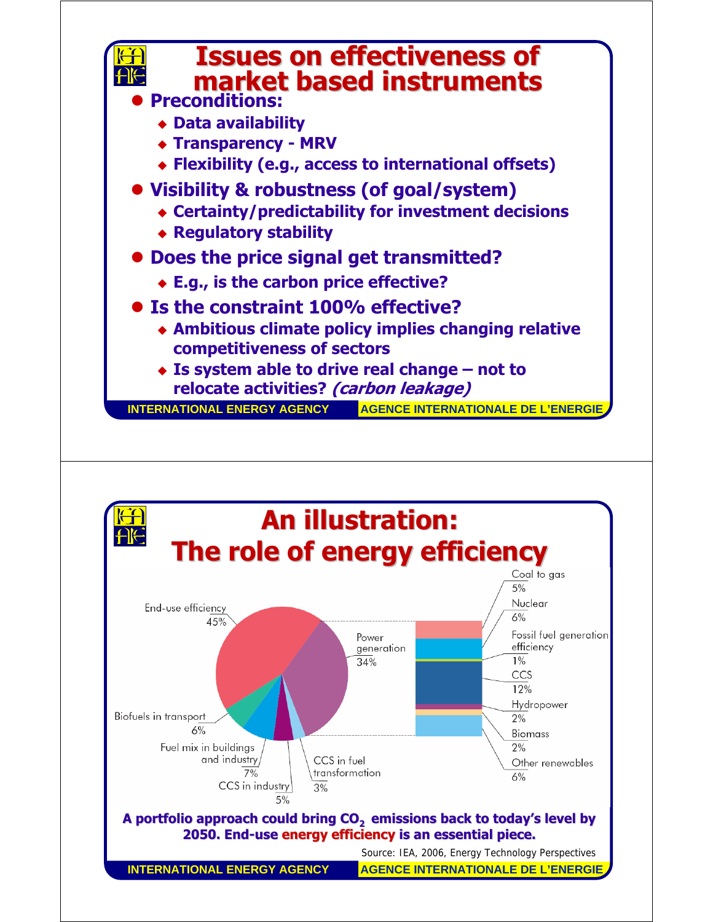# Issues on effectiveness of market based instruments

- **Preconditions:**
  - Data availability
  - Transparency - MRV
  - Flexibility (e.g., access to international offsets)
- **Visibility & robustness (of goal/system)**
  - Certainty/predictability for investment decisions
  - Regulatory stability
- **Does the price signal get transmitted?**
  - E.g., is the carbon price effective?
- **Is the constraint 100% effective?**
  - Ambitious climate policy implies changing relative competitiveness of sectors
  - Is system able to drive real change – not to relocate activities? *(carbon leakage)*

# An illustration: The role of energy efficiency

End-use efficiency 45%

Power generation 34%

Biofuels in transport 6%

Fuel mix in buildings and industry 7%

CCS in industry 5%

CCS in fuel transformation 3%

Coal to gas 5%

Nuclear 6%

Fossil fuel generation efficiency 1%

CCS 12%

Hydropower 2%

Biomass 2%

Other renewables 6%

**A portfolio approach could bring $CO_2$ emissions back to today's level by 2050. End-use energy efficiency is an essential piece.**

Source: IEA, 2006, Energy Technology Perspectives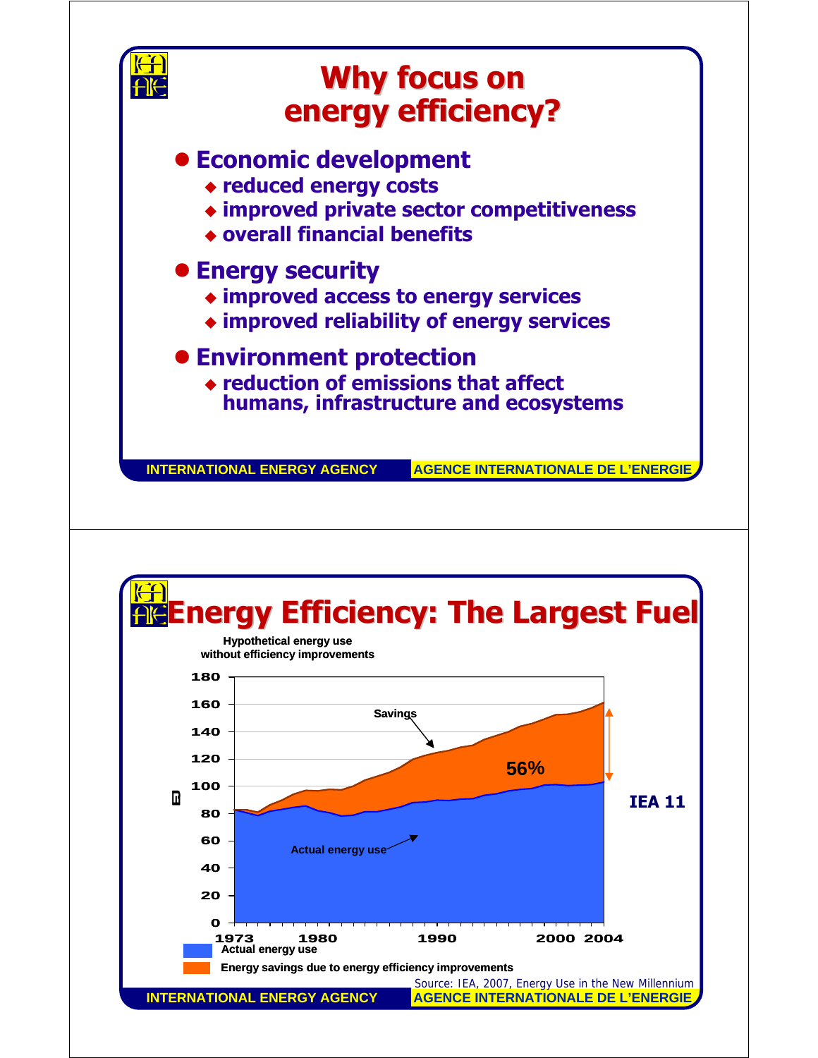# Why focus on energy efficiency?

- **Economic development**
  - reduced energy costs
  - improved private sector competitiveness
  - overall financial benefits
- **Energy security**
  - improved access to energy services
  - improved reliability of energy services
- **Environment protection**
  - reduction of emissions that affect humans, infrastructure and ecosystems

INTERNATIONAL ENERGY AGENCY | AGENCE INTERNATIONALE DE L'ENERGIE

# Energy Efficiency: The Largest Fuel

Hypothetical energy use without efficiency improvements

Savings

56%

IEA 11

Actual energy use

1973 1980 1990 2000 2004

Actual energy use

Energy savings due to energy efficiency improvements

Source: IEA, 2007, Energy Use in the New Millennium

INTERNATIONAL ENERGY AGENCY | AGENCE INTERNATIONALE DE L'ENERGIE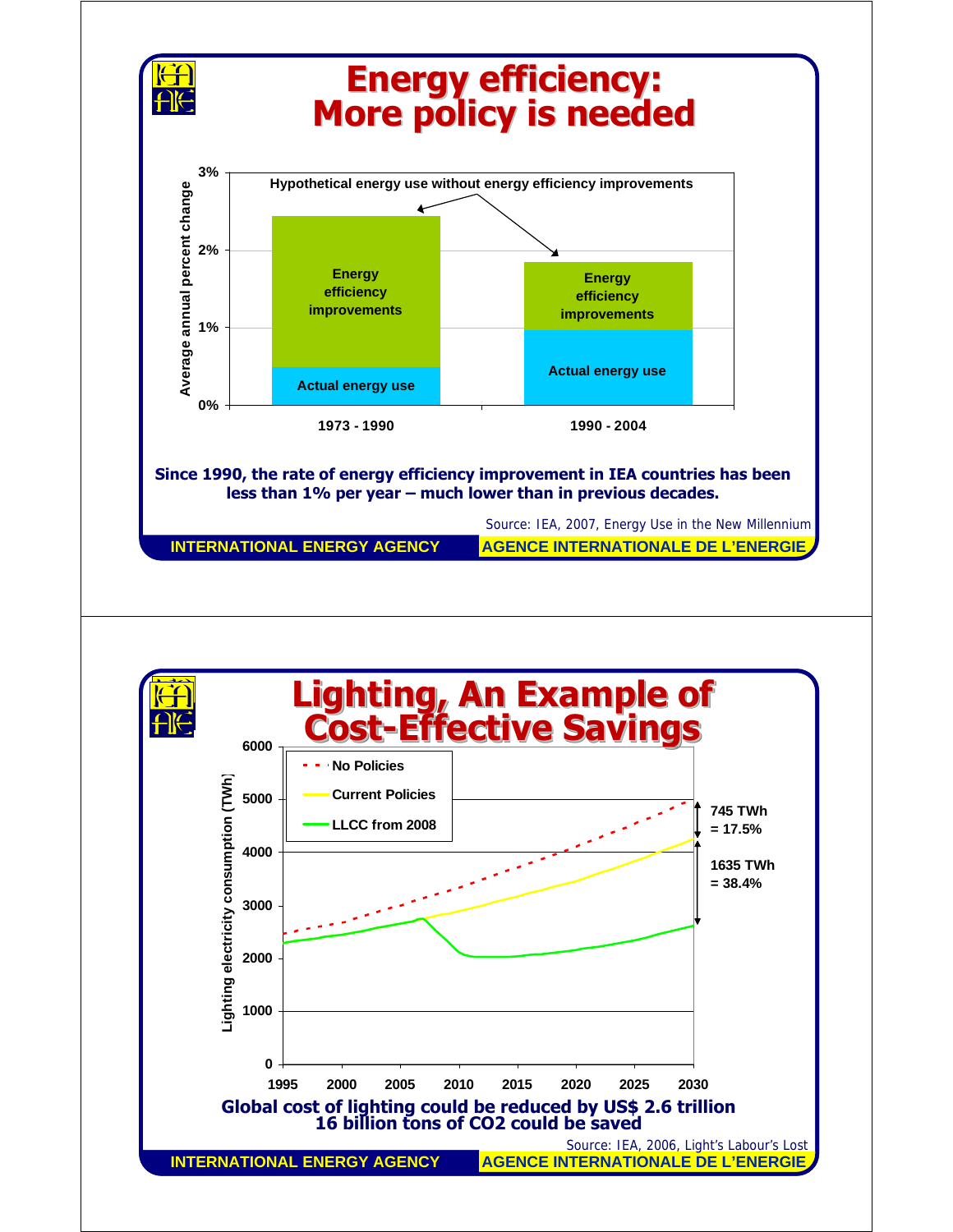# Energy efficiency: More policy is needed

Since 1990, the rate of energy efficiency improvement in IEA countries has been less than 1% per year – much lower than in previous decades.

Source: IEA, 2007, Energy Use in the New Millennium

# Lighting, An Example of Cost-Effective Savings

Global cost of lighting could be reduced by US$ 2.6 trillion
16 billion tons of $CO_2$ could be saved

Source: IEA, 2006, Light's Labour's Lost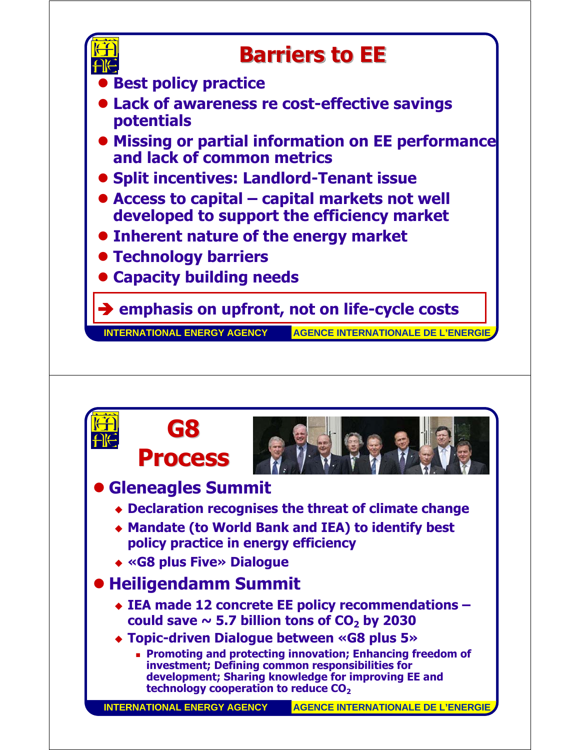# Barriers to EE

- Best policy practice
- Lack of awareness re cost-effective savings potentials
- Missing or partial information on EE performance and lack of common metrics
- Split incentives: Landlord-Tenant issue
- Access to capital – capital markets not well developed to support the efficiency market
- Inherent nature of the energy market
- Technology barriers
- Capacity building needs

➔ emphasis on upfront, not on life-cycle costs

# G8 Process

- **Gleneagles Summit**
  - Declaration recognises the threat of climate change
  - Mandate (to World Bank and IEA) to identify best policy practice in energy efficiency
  - «G8 plus Five» Dialogue
- **Heiligendamm Summit**
  - IEA made 12 concrete EE policy recommendations – could save ~ 5.7 billion tons of $CO_2$ by 2030
  - Topic-driven Dialogue between «G8 plus 5»
    - Promoting and protecting innovation; Enhancing freedom of investment; Defining common responsibilities for development; Sharing knowledge for improving EE and technology cooperation to reduce $CO_2$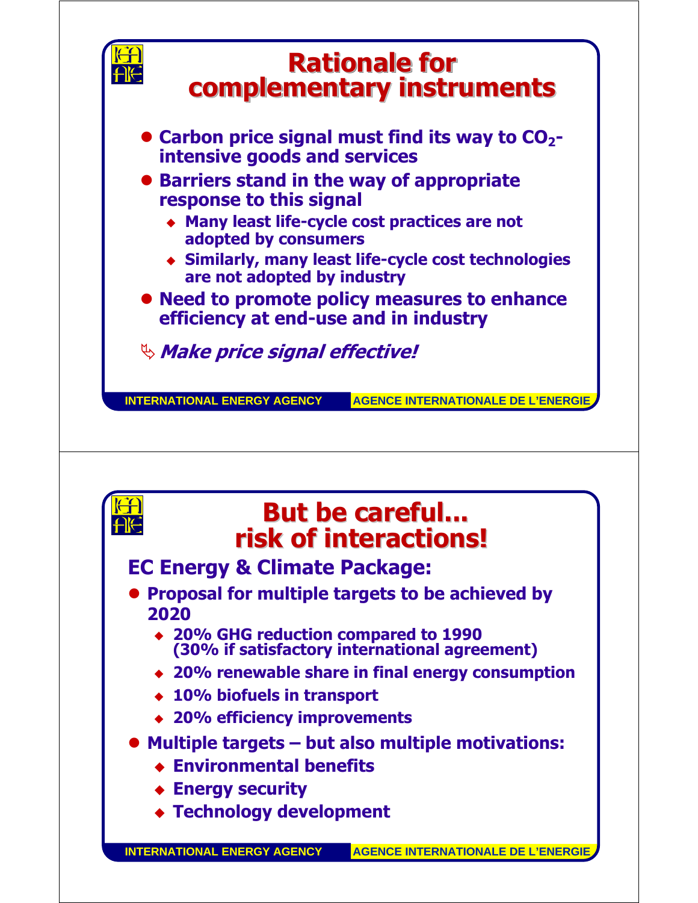# Rationale for complementary instruments

- Carbon price signal must find its way to $CO_2$-intensive goods and services
- Barriers stand in the way of appropriate response to this signal
  - Many least life-cycle cost practices are not adopted by consumers
  - Similarly, many least life-cycle cost technologies are not adopted by industry
- Need to promote policy measures to enhance efficiency at end-use and in industry

↳ *Make price signal effective!*

# But be careful… risk of interactions!

## EC Energy & Climate Package:

- Proposal for multiple targets to be achieved by 2020
  - 20% GHG reduction compared to 1990 (30% if satisfactory international agreement)
  - 20% renewable share in final energy consumption
  - 10% biofuels in transport
  - 20% efficiency improvements
- Multiple targets – but also multiple motivations:
  - Environmental benefits
  - Energy security
  - Technology development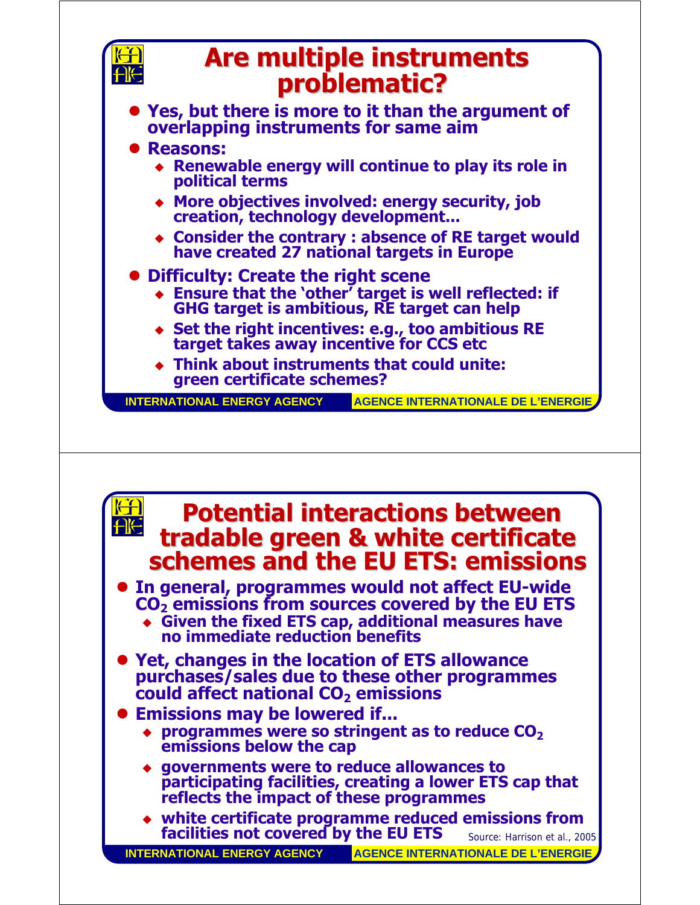## Are multiple instruments problematic?

- Yes, but there is more to it than the argument of overlapping instruments for same aim
- Reasons:
  - Renewable energy will continue to play its role in political terms
  - More objectives involved: energy security, job creation, technology development...
  - Consider the contrary : absence of RE target would have created 27 national targets in Europe
- Difficulty: Create the right scene
  - Ensure that the 'other' target is well reflected: if GHG target is ambitious, RE target can help
  - Set the right incentives: e.g., too ambitious RE target takes away incentive for CCS etc
  - Think about instruments that could unite: green certificate schemes?

## Potential interactions between tradable green & white certificate schemes and the EU ETS: emissions

- In general, programmes would not affect EU-wide $CO_2$ emissions from sources covered by the EU ETS
  - Given the fixed ETS cap, additional measures have no immediate reduction benefits
- Yet, changes in the location of ETS allowance purchases/sales due to these other programmes could affect national $CO_2$ emissions
- Emissions may be lowered if...
  - programmes were so stringent as to reduce $CO_2$ emissions below the cap
  - governments were to reduce allowances to participating facilities, creating a lower ETS cap that reflects the impact of these programmes
  - white certificate programme reduced emissions from facilities not covered by the EU ETS

Source: Harrison et al., 2005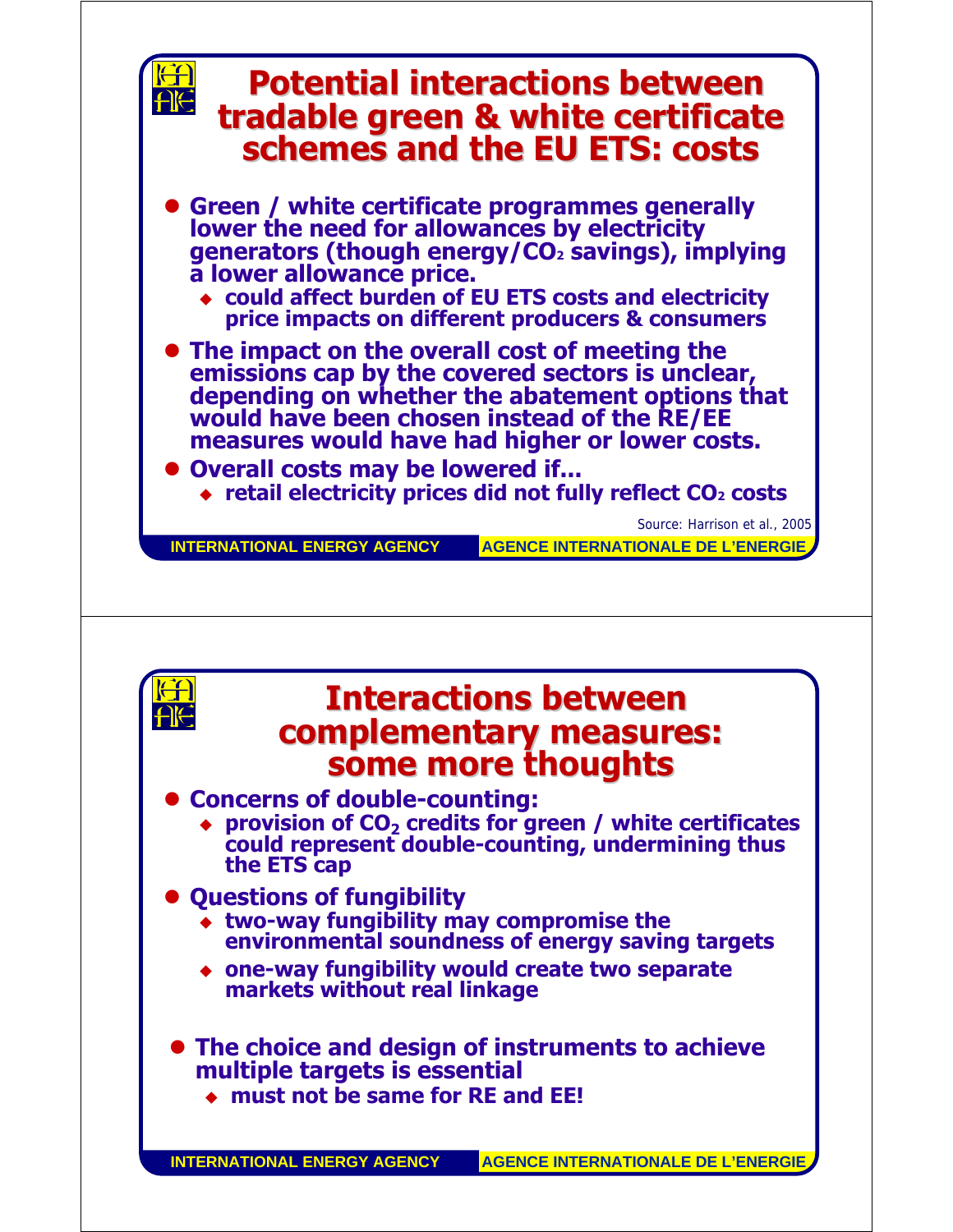## Potential interactions between tradable green & white certificate schemes and the EU ETS: costs

- Green / white certificate programmes generally lower the need for allowances by electricity generators (though energy/$CO_2$ savings), implying a lower allowance price.
  - could affect burden of EU ETS costs and electricity price impacts on different producers & consumers
- The impact on the overall cost of meeting the emissions cap by the covered sectors is unclear, depending on whether the abatement options that would have been chosen instead of the RE/EE measures would have had higher or lower costs.
- Overall costs may be lowered if...
  - retail electricity prices did not fully reflect $CO_2$ costs

Source: Harrison et al., 2005

## Interactions between complementary measures: some more thoughts

- Concerns of double-counting:
  - provision of $CO_2$ credits for green / white certificates could represent double-counting, undermining thus the ETS cap
- Questions of fungibility
  - two-way fungibility may compromise the environmental soundness of energy saving targets
  - one-way fungibility would create two separate markets without real linkage
- The choice and design of instruments to achieve multiple targets is essential
  - must not be same for RE and EE!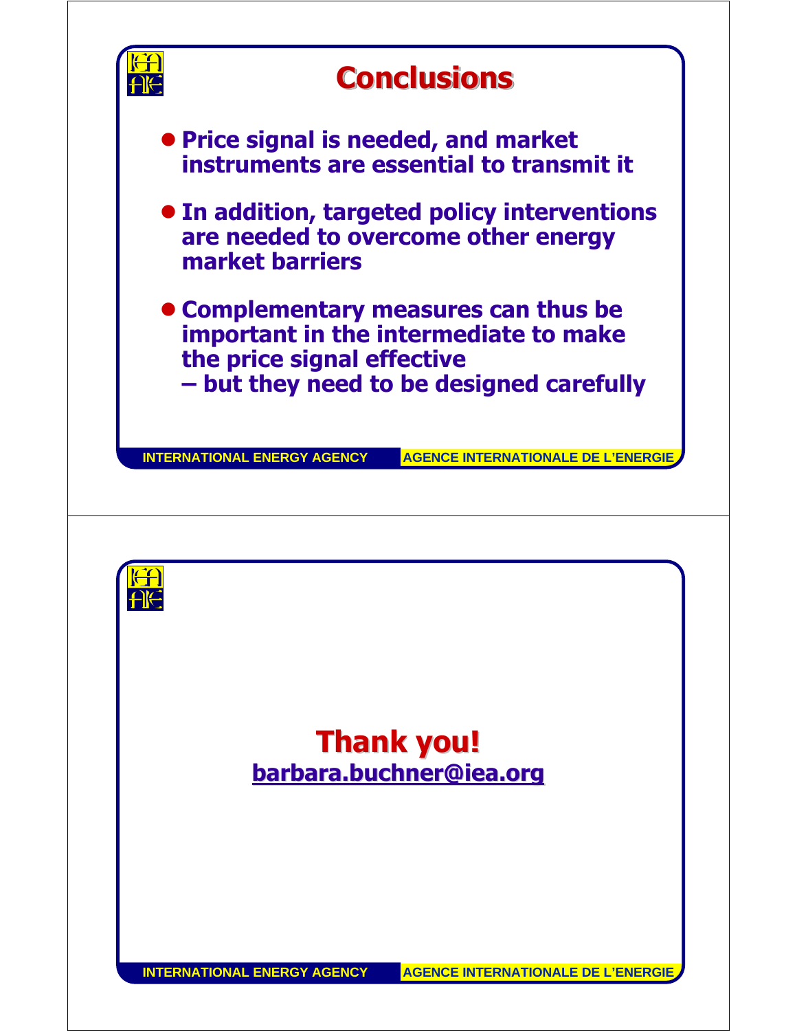# Conclusions

- Price signal is needed, and market instruments are essential to transmit it
- In addition, targeted policy interventions are needed to overcome other energy market barriers
- Complementary measures can thus be important in the intermediate to make the price signal effective
  – but they need to be designed carefully

# Thank you!

barbara.buchner@iea.org